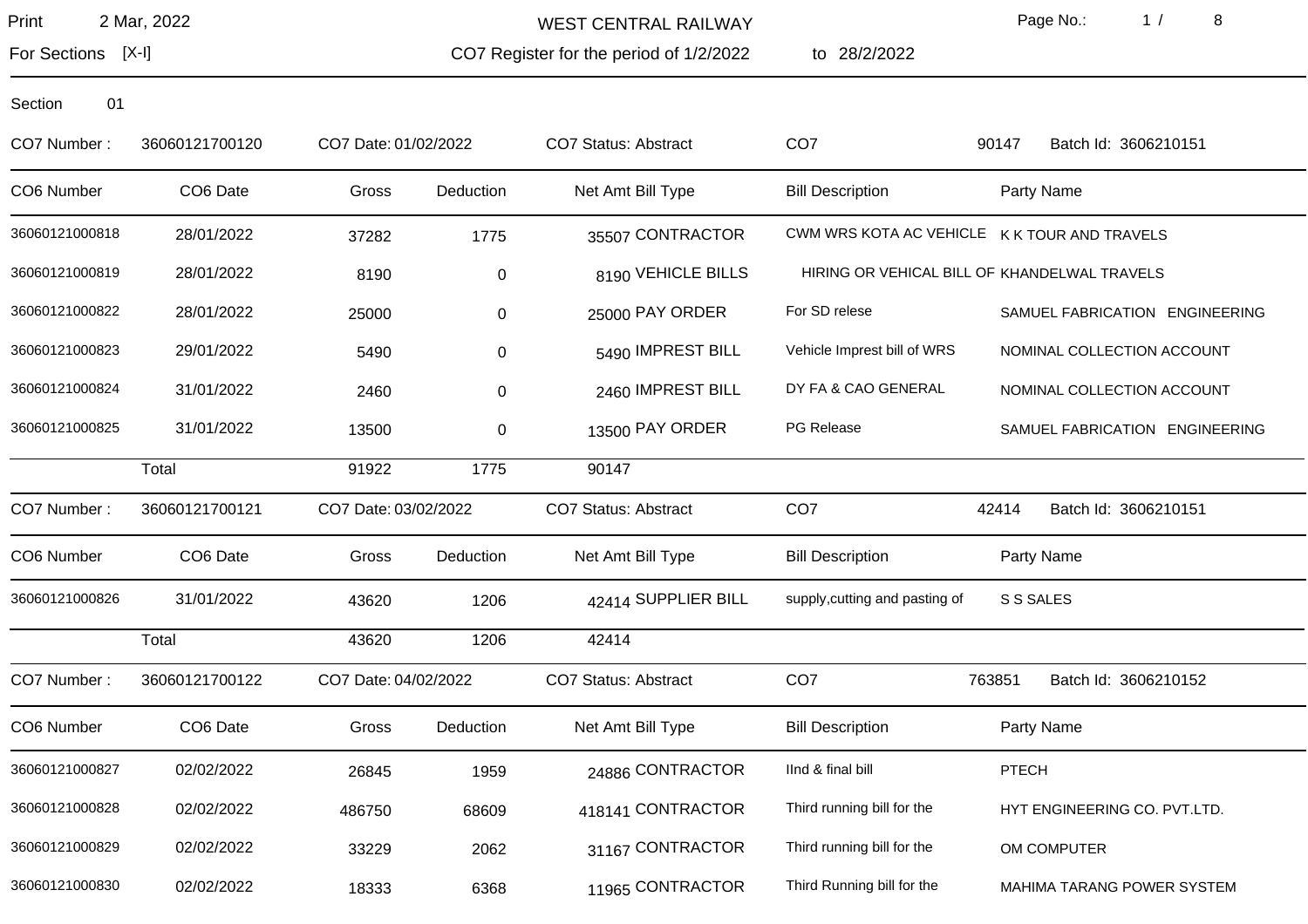Print 2 Mar, 2022 | WEST CENTRAL RAILWAY

For Sections [X-I] | CO7 Register for the period of 1/2/2022 to 28/2/2022

Section 01

CO7 Number : 36060121700120 | CO7 Date: 01/02/2022 | CO7 Status: Abstract | CO7 90147 | Batch Id: 3606210151

| CO6 Number | CO6 Date | Gross | Deduction | Net Amt | Bill Type | Bill Description | Party Name |
|---|---|---|---|---|---|---|---|
| 36060121000818 | 28/01/2022 | 37282 | 1775 | 35507 | CONTRACTOR | CWM WRS KOTA AC VEHICLE | K K TOUR AND TRAVELS |
| 36060121000819 | 28/01/2022 | 8190 | 0 | 8190 | VEHICLE BILLS | HIRING OR VEHICAL BILL OF | KHANDELWAL TRAVELS |
| 36060121000822 | 28/01/2022 | 25000 | 0 | 25000 | PAY ORDER | For SD relese | SAMUEL FABRICATION ENGINEERING |
| 36060121000823 | 29/01/2022 | 5490 | 0 | 5490 | IMPREST BILL | Vehicle Imprest bill of WRS | NOMINAL COLLECTION ACCOUNT |
| 36060121000824 | 31/01/2022 | 2460 | 0 | 2460 | IMPREST BILL | DY FA & CAO GENERAL | NOMINAL COLLECTION ACCOUNT |
| 36060121000825 | 31/01/2022 | 13500 | 0 | 13500 | PAY ORDER | PG Release | SAMUEL FABRICATION ENGINEERING |
| | Total | 91922 | 1775 | 90147 | | | |

CO7 Number : 36060121700121 | CO7 Date: 03/02/2022 | CO7 Status: Abstract | CO7 42414 | Batch Id: 3606210151

| CO6 Number | CO6 Date | Gross | Deduction | Net Amt | Bill Type | Bill Description | Party Name |
|---|---|---|---|---|---|---|---|
| 36060121000826 | 31/01/2022 | 43620 | 1206 | 42414 | SUPPLIER BILL | supply,cutting and pasting of | S S SALES |
| | Total | 43620 | 1206 | 42414 | | | |

CO7 Number : 36060121700122 | CO7 Date: 04/02/2022 | CO7 Status: Abstract | CO7 763851 | Batch Id: 3606210152

| CO6 Number | CO6 Date | Gross | Deduction | Net Amt | Bill Type | Bill Description | Party Name |
|---|---|---|---|---|---|---|---|
| 36060121000827 | 02/02/2022 | 26845 | 1959 | 24886 | CONTRACTOR | IInd & final bill | PTECH |
| 36060121000828 | 02/02/2022 | 486750 | 68609 | 418141 | CONTRACTOR | Third running bill for the | HYT ENGINEERING CO. PVT.LTD. |
| 36060121000829 | 02/02/2022 | 33229 | 2062 | 31167 | CONTRACTOR | Third running bill for the | OM COMPUTER |
| 36060121000830 | 02/02/2022 | 18333 | 6368 | 11965 | CONTRACTOR | Third Running bill for the | MAHIMA TARANG POWER SYSTEM |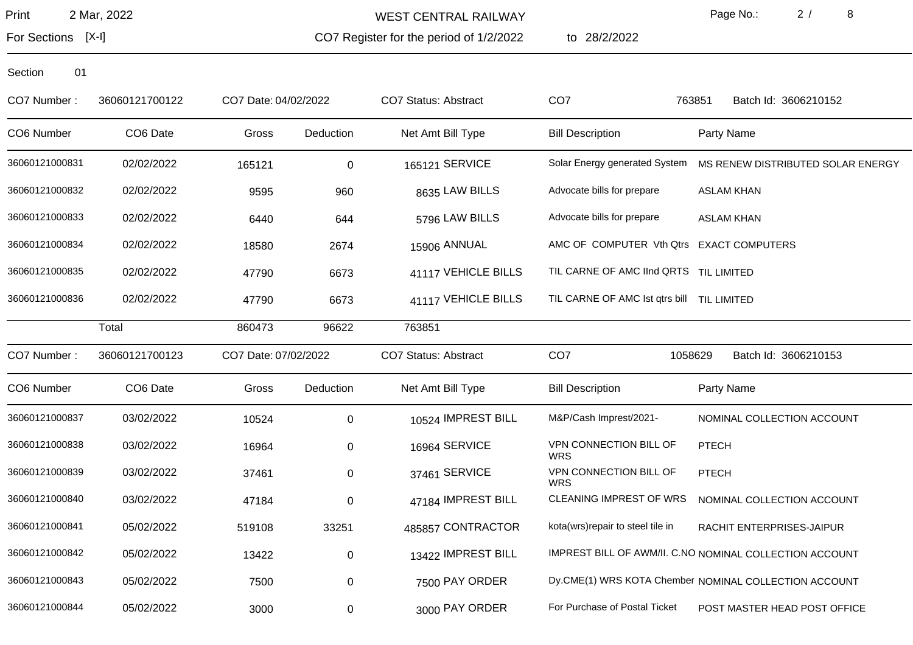# WEST CENTRAL RAILWAY

Print 2 Mar, 2022

For Sections [X-I]

CO7 Register for the period of 1/2/2022 to 28/2/2022

Section 01

CO7 Number : 36060121700122 CO7 Date: 04/02/2022 CO7 Status: Abstract CO7 763851 Batch Id: 3606210152

| CO6 Number | CO6 Date | Gross | Deduction | Net Amt | Bill Type | Bill Description | Party Name |
|---|---|---|---|---|---|---|---|
| 36060121000831 | 02/02/2022 | 165121 | 0 | 165121 | SERVICE | Solar Energy generated System | MS RENEW DISTRIBUTED SOLAR ENERGY |
| 36060121000832 | 02/02/2022 | 9595 | 960 | 8635 | LAW BILLS | Advocate bills for prepare | ASLAM KHAN |
| 36060121000833 | 02/02/2022 | 6440 | 644 | 5796 | LAW BILLS | Advocate bills for prepare | ASLAM KHAN |
| 36060121000834 | 02/02/2022 | 18580 | 2674 | 15906 | ANNUAL | AMC OF COMPUTER Vth Qtrs | EXACT COMPUTERS |
| 36060121000835 | 02/02/2022 | 47790 | 6673 | 41117 | VEHICLE BILLS | TIL CARNE OF AMC IInd QRTS | TIL LIMITED |
| 36060121000836 | 02/02/2022 | 47790 | 6673 | 41117 | VEHICLE BILLS | TIL CARNE OF AMC Ist qtrs bill | TIL LIMITED |
| | Total | 860473 | 96622 | 763851 | | | |

CO7 Number : 36060121700123 CO7 Date: 07/02/2022 CO7 Status: Abstract CO7 1058629 Batch Id: 3606210153

| CO6 Number | CO6 Date | Gross | Deduction | Net Amt | Bill Type | Bill Description | Party Name |
|---|---|---|---|---|---|---|---|
| 36060121000837 | 03/02/2022 | 10524 | 0 | 10524 | IMPREST BILL | M&P/Cash Imprest/2021- | NOMINAL COLLECTION ACCOUNT |
| 36060121000838 | 03/02/2022 | 16964 | 0 | 16964 | SERVICE | VPN CONNECTION BILL OF WRS | PTECH |
| 36060121000839 | 03/02/2022 | 37461 | 0 | 37461 | SERVICE | VPN CONNECTION BILL OF WRS | PTECH |
| 36060121000840 | 03/02/2022 | 47184 | 0 | 47184 | IMPREST BILL | CLEANING IMPREST OF WRS | NOMINAL COLLECTION ACCOUNT |
| 36060121000841 | 05/02/2022 | 519108 | 33251 | 485857 | CONTRACTOR | kota(wrs)repair to steel tile in | RACHIT ENTERPRISES-JAIPUR |
| 36060121000842 | 05/02/2022 | 13422 | 0 | 13422 | IMPREST BILL | IMPREST BILL OF AWM/II. C.NO | NOMINAL COLLECTION ACCOUNT |
| 36060121000843 | 05/02/2022 | 7500 | 0 | 7500 | PAY ORDER | Dy.CME(1) WRS KOTA Chember | NOMINAL COLLECTION ACCOUNT |
| 36060121000844 | 05/02/2022 | 3000 | 0 | 3000 | PAY ORDER | For Purchase of Postal Ticket | POST MASTER HEAD POST OFFICE |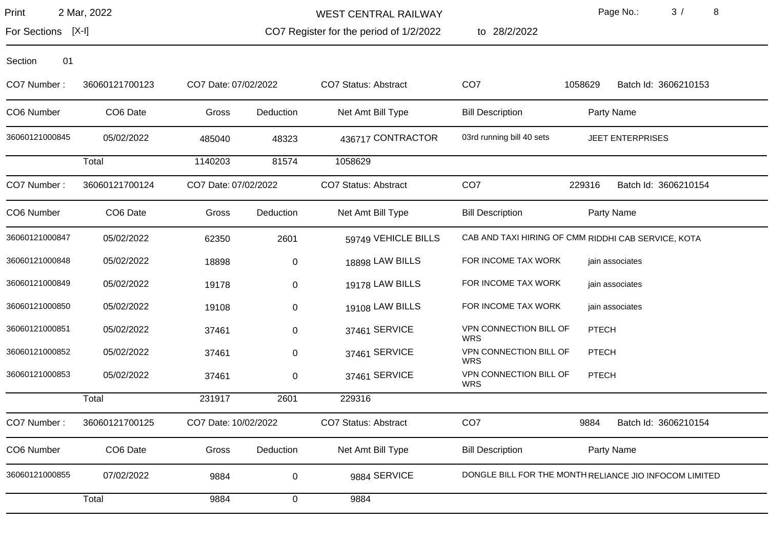# WEST CENTRAL RAILWAY

CO7 Register for the period of 1/2/2022 to 28/2/2022

Print 2 Mar, 2022

For Sections [X-I]

Section 01

CO7 Number : 36060121700123 | CO7 Date: 07/02/2022 | CO7 Status: Abstract | CO7 1058629 | Batch Id: 3606210153

| CO6 Number | CO6 Date | Gross | Deduction | Net Amt | Bill Type | Bill Description | Party Name |
|---|---|---|---|---|---|---|---|
| 36060121000845 | 05/02/2022 | 485040 | 48323 | 436717 | CONTRACTOR | 03rd running bill 40 sets | JEET ENTERPRISES |
| | Total | 1140203 | 81574 | 1058629 | | | |

CO7 Number : 36060121700124 | CO7 Date: 07/02/2022 | CO7 Status: Abstract | CO7 229316 | Batch Id: 3606210154

| CO6 Number | CO6 Date | Gross | Deduction | Net Amt | Bill Type | Bill Description | Party Name |
|---|---|---|---|---|---|---|---|
| 36060121000847 | 05/02/2022 | 62350 | 2601 | 59749 | VEHICLE BILLS | CAB AND TAXI HIRING OF CMM | RIDDHI CAB SERVICE, KOTA |
| 36060121000848 | 05/02/2022 | 18898 | 0 | 18898 | LAW BILLS | FOR INCOME TAX WORK | jain associates |
| 36060121000849 | 05/02/2022 | 19178 | 0 | 19178 | LAW BILLS | FOR INCOME TAX WORK | jain associates |
| 36060121000850 | 05/02/2022 | 19108 | 0 | 19108 | LAW BILLS | FOR INCOME TAX WORK | jain associates |
| 36060121000851 | 05/02/2022 | 37461 | 0 | 37461 | SERVICE | VPN CONNECTION BILL OF WRS | PTECH |
| 36060121000852 | 05/02/2022 | 37461 | 0 | 37461 | SERVICE | VPN CONNECTION BILL OF WRS | PTECH |
| 36060121000853 | 05/02/2022 | 37461 | 0 | 37461 | SERVICE | VPN CONNECTION BILL OF WRS | PTECH |
| | Total | 231917 | 2601 | 229316 | | | |

CO7 Number : 36060121700125 | CO7 Date: 10/02/2022 | CO7 Status: Abstract | CO7 9884 | Batch Id: 3606210154

| CO6 Number | CO6 Date | Gross | Deduction | Net Amt | Bill Type | Bill Description | Party Name |
|---|---|---|---|---|---|---|---|
| 36060121000855 | 07/02/2022 | 9884 | 0 | 9884 | SERVICE | DONGLE BILL FOR THE MONTH | RELIANCE JIO INFOCOM LIMITED |
| | Total | 9884 | 0 | 9884 | | | |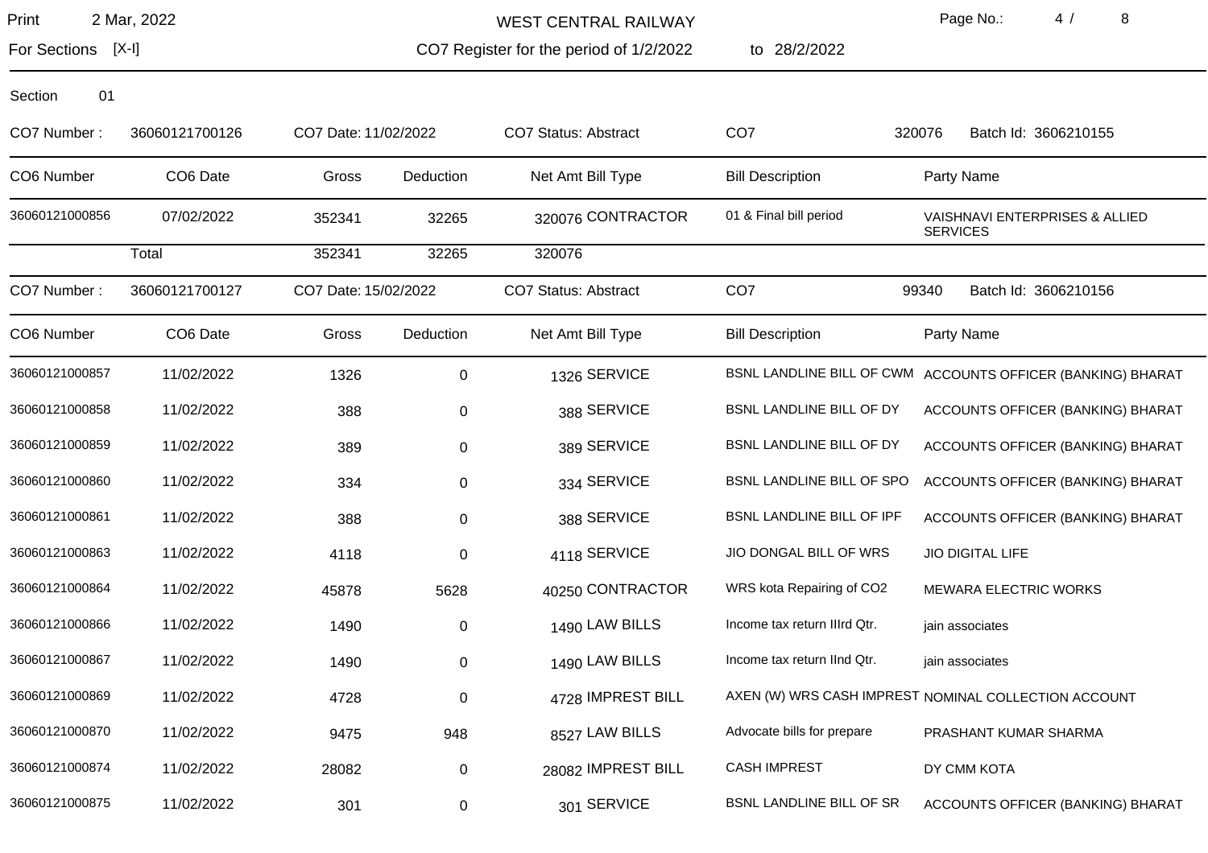# WEST CENTRAL RAILWAY

Print 2 Mar, 2022

For Sections [X-I]

CO7 Register for the period of 1/2/2022 to 28/2/2022

Section 01

CO7 Number : 36060121700126 CO7 Date: 11/02/2022 CO7 Status: Abstract CO7 320076 Batch Id: 3606210155

| CO6 Number | CO6 Date | Gross | Deduction | Net Amt | Bill Type | Bill Description | Party Name |
|---|---|---|---|---|---|---|---|
| 36060121000856 | 07/02/2022 | 352341 | 32265 | 320076 | CONTRACTOR | 01 & Final bill period | VAISHNAVI ENTERPRISES & ALLIED SERVICES |
| | Total | 352341 | 32265 | 320076 | | | |

CO7 Number : 36060121700127 CO7 Date: 15/02/2022 CO7 Status: Abstract CO7 99340 Batch Id: 3606210156

| CO6 Number | CO6 Date | Gross | Deduction | Net Amt | Bill Type | Bill Description | Party Name |
|---|---|---|---|---|---|---|---|
| 36060121000857 | 11/02/2022 | 1326 | 0 | 1326 | SERVICE | BSNL LANDLINE BILL OF CWM | ACCOUNTS OFFICER (BANKING) BHARAT |
| 36060121000858 | 11/02/2022 | 388 | 0 | 388 | SERVICE | BSNL LANDLINE BILL OF DY | ACCOUNTS OFFICER (BANKING) BHARAT |
| 36060121000859 | 11/02/2022 | 389 | 0 | 389 | SERVICE | BSNL LANDLINE BILL OF DY | ACCOUNTS OFFICER (BANKING) BHARAT |
| 36060121000860 | 11/02/2022 | 334 | 0 | 334 | SERVICE | BSNL LANDLINE BILL OF SPO | ACCOUNTS OFFICER (BANKING) BHARAT |
| 36060121000861 | 11/02/2022 | 388 | 0 | 388 | SERVICE | BSNL LANDLINE BILL OF IPF | ACCOUNTS OFFICER (BANKING) BHARAT |
| 36060121000863 | 11/02/2022 | 4118 | 0 | 4118 | SERVICE | JIO DONGAL BILL OF WRS | JIO DIGITAL LIFE |
| 36060121000864 | 11/02/2022 | 45878 | 5628 | 40250 | CONTRACTOR | WRS kota Repairing of CO2 | MEWARA ELECTRIC WORKS |
| 36060121000866 | 11/02/2022 | 1490 | 0 | 1490 | LAW BILLS | Income tax return IIIrd Qtr. | jain associates |
| 36060121000867 | 11/02/2022 | 1490 | 0 | 1490 | LAW BILLS | Income tax return IInd Qtr. | jain associates |
| 36060121000869 | 11/02/2022 | 4728 | 0 | 4728 | IMPREST BILL | AXEN (W) WRS CASH IMPREST | NOMINAL COLLECTION ACCOUNT |
| 36060121000870 | 11/02/2022 | 9475 | 948 | 8527 | LAW BILLS | Advocate bills for prepare | PRASHANT KUMAR SHARMA |
| 36060121000874 | 11/02/2022 | 28082 | 0 | 28082 | IMPREST BILL | CASH IMPREST | DY CMM KOTA |
| 36060121000875 | 11/02/2022 | 301 | 0 | 301 | SERVICE | BSNL LANDLINE BILL OF SR | ACCOUNTS OFFICER (BANKING) BHARAT |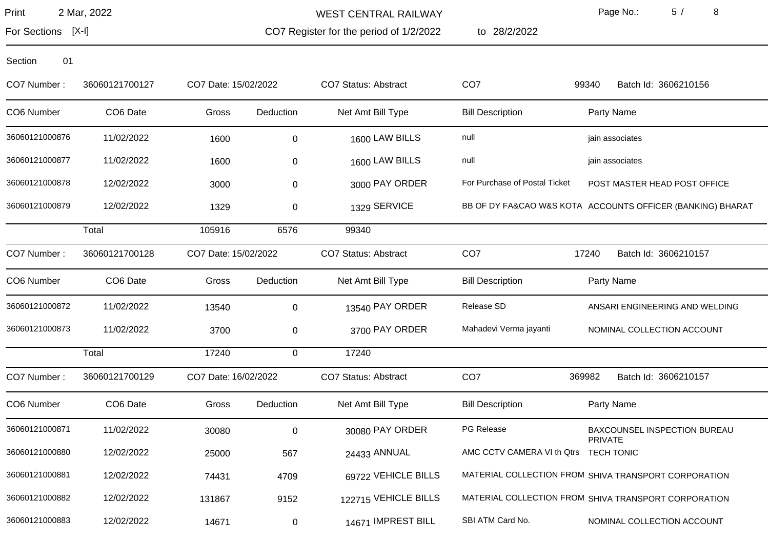WEST CENTRAL RAILWAY

For Sections [X-I]

CO7 Register for the period of 1/2/2022 to 28/2/2022

Section 01

CO7 Number : 36060121700127 CO7 Date: 15/02/2022 CO7 Status: Abstract CO7 99340 Batch Id: 3606210156

| CO6 Number | CO6 Date | Gross | Deduction | Net Amt | Bill Type | Bill Description | Party Name |
|---|---|---|---|---|---|---|---|
| 36060121000876 | 11/02/2022 | 1600 | 0 | 1600 | LAW BILLS | null | jain associates |
| 36060121000877 | 11/02/2022 | 1600 | 0 | 1600 | LAW BILLS | null | jain associates |
| 36060121000878 | 12/02/2022 | 3000 | 0 | 3000 | PAY ORDER | For Purchase of Postal Ticket | POST MASTER HEAD POST OFFICE |
| 36060121000879 | 12/02/2022 | 1329 | 0 | 1329 | SERVICE | BB OF DY FA&CAO W&S KOTA | ACCOUNTS OFFICER (BANKING) BHARAT |
| | Total | 105916 | 6576 | 99340 | | | |

CO7 Number : 36060121700128 CO7 Date: 15/02/2022 CO7 Status: Abstract CO7 17240 Batch Id: 3606210157

| CO6 Number | CO6 Date | Gross | Deduction | Net Amt | Bill Type | Bill Description | Party Name |
|---|---|---|---|---|---|---|---|
| 36060121000872 | 11/02/2022 | 13540 | 0 | 13540 | PAY ORDER | Release SD | ANSARI ENGINEERING AND WELDING |
| 36060121000873 | 11/02/2022 | 3700 | 0 | 3700 | PAY ORDER | Mahadevi Verma jayanti | NOMINAL COLLECTION ACCOUNT |
| | Total | 17240 | 0 | 17240 | | | |

CO7 Number : 36060121700129 CO7 Date: 16/02/2022 CO7 Status: Abstract CO7 369982 Batch Id: 3606210157

| CO6 Number | CO6 Date | Gross | Deduction | Net Amt | Bill Type | Bill Description | Party Name |
|---|---|---|---|---|---|---|---|
| 36060121000871 | 11/02/2022 | 30080 | 0 | 30080 | PAY ORDER | PG Release | BAXCOUNSEL INSPECTION BUREAU PRIVATE |
| 36060121000880 | 12/02/2022 | 25000 | 567 | 24433 | ANNUAL | AMC CCTV CAMERA VI th Qtrs | TECH TONIC |
| 36060121000881 | 12/02/2022 | 74431 | 4709 | 69722 | VEHICLE BILLS | MATERIAL COLLECTION FROM | SHIVA TRANSPORT CORPORATION |
| 36060121000882 | 12/02/2022 | 131867 | 9152 | 122715 | VEHICLE BILLS | MATERIAL COLLECTION FROM | SHIVA TRANSPORT CORPORATION |
| 36060121000883 | 12/02/2022 | 14671 | 0 | 14671 | IMPREST BILL | SBI ATM Card No. | NOMINAL COLLECTION ACCOUNT |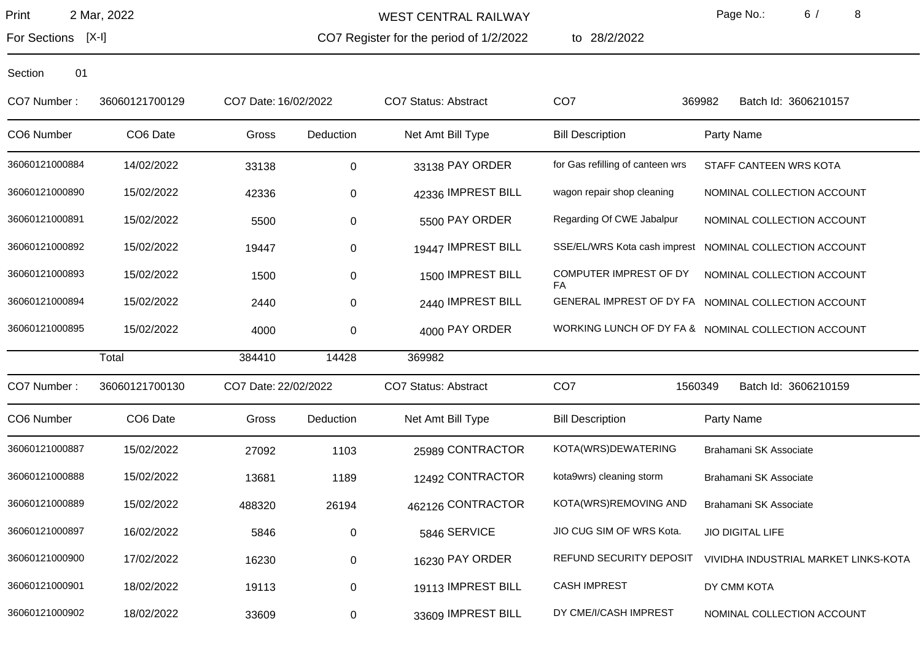Print 2 Mar, 2022 — WEST CENTRAL RAILWAY

For Sections [X-I] — CO7 Register for the period of 1/2/2022 to 28/2/2022

Section 01

CO7 Number : 36060121700129 | CO7 Date: 16/02/2022 | CO7 Status: Abstract | CO7 369982 | Batch Id: 3606210157

| CO6 Number | CO6 Date | Gross | Deduction | Net Amt | Bill Type | Bill Description | Party Name |
|---|---|---|---|---|---|---|---|
| 36060121000884 | 14/02/2022 | 33138 | 0 | 33138 | PAY ORDER | for Gas refilling of canteen wrs | STAFF CANTEEN WRS KOTA |
| 36060121000890 | 15/02/2022 | 42336 | 0 | 42336 | IMPREST BILL | wagon repair shop cleaning | NOMINAL COLLECTION ACCOUNT |
| 36060121000891 | 15/02/2022 | 5500 | 0 | 5500 | PAY ORDER | Regarding Of CWE Jabalpur | NOMINAL COLLECTION ACCOUNT |
| 36060121000892 | 15/02/2022 | 19447 | 0 | 19447 | IMPREST BILL | SSE/EL/WRS Kota cash imprest | NOMINAL COLLECTION ACCOUNT |
| 36060121000893 | 15/02/2022 | 1500 | 0 | 1500 | IMPREST BILL | COMPUTER IMPREST OF DY FA | NOMINAL COLLECTION ACCOUNT |
| 36060121000894 | 15/02/2022 | 2440 | 0 | 2440 | IMPREST BILL | GENERAL IMPREST OF DY FA | NOMINAL COLLECTION ACCOUNT |
| 36060121000895 | 15/02/2022 | 4000 | 0 | 4000 | PAY ORDER | WORKING LUNCH OF DY FA & | NOMINAL COLLECTION ACCOUNT |
| | Total | 384410 | 14428 | 369982 | | | |

CO7 Number : 36060121700130 | CO7 Date: 22/02/2022 | CO7 Status: Abstract | CO7 1560349 | Batch Id: 3606210159

| CO6 Number | CO6 Date | Gross | Deduction | Net Amt | Bill Type | Bill Description | Party Name |
|---|---|---|---|---|---|---|---|
| 36060121000887 | 15/02/2022 | 27092 | 1103 | 25989 | CONTRACTOR | KOTA(WRS)DEWATERING | Brahamani SK Associate |
| 36060121000888 | 15/02/2022 | 13681 | 1189 | 12492 | CONTRACTOR | kota9wrs) cleaning storm | Brahamani SK Associate |
| 36060121000889 | 15/02/2022 | 488320 | 26194 | 462126 | CONTRACTOR | KOTA(WRS)REMOVING AND | Brahamani SK Associate |
| 36060121000897 | 16/02/2022 | 5846 | 0 | 5846 | SERVICE | JIO CUG SIM OF WRS Kota. | JIO DIGITAL LIFE |
| 36060121000900 | 17/02/2022 | 16230 | 0 | 16230 | PAY ORDER | REFUND SECURITY DEPOSIT | VIVIDHA INDUSTRIAL MARKET LINKS-KOTA |
| 36060121000901 | 18/02/2022 | 19113 | 0 | 19113 | IMPREST BILL | CASH IMPREST | DY CMM KOTA |
| 36060121000902 | 18/02/2022 | 33609 | 0 | 33609 | IMPREST BILL | DY CME/I/CASH IMPREST | NOMINAL COLLECTION ACCOUNT |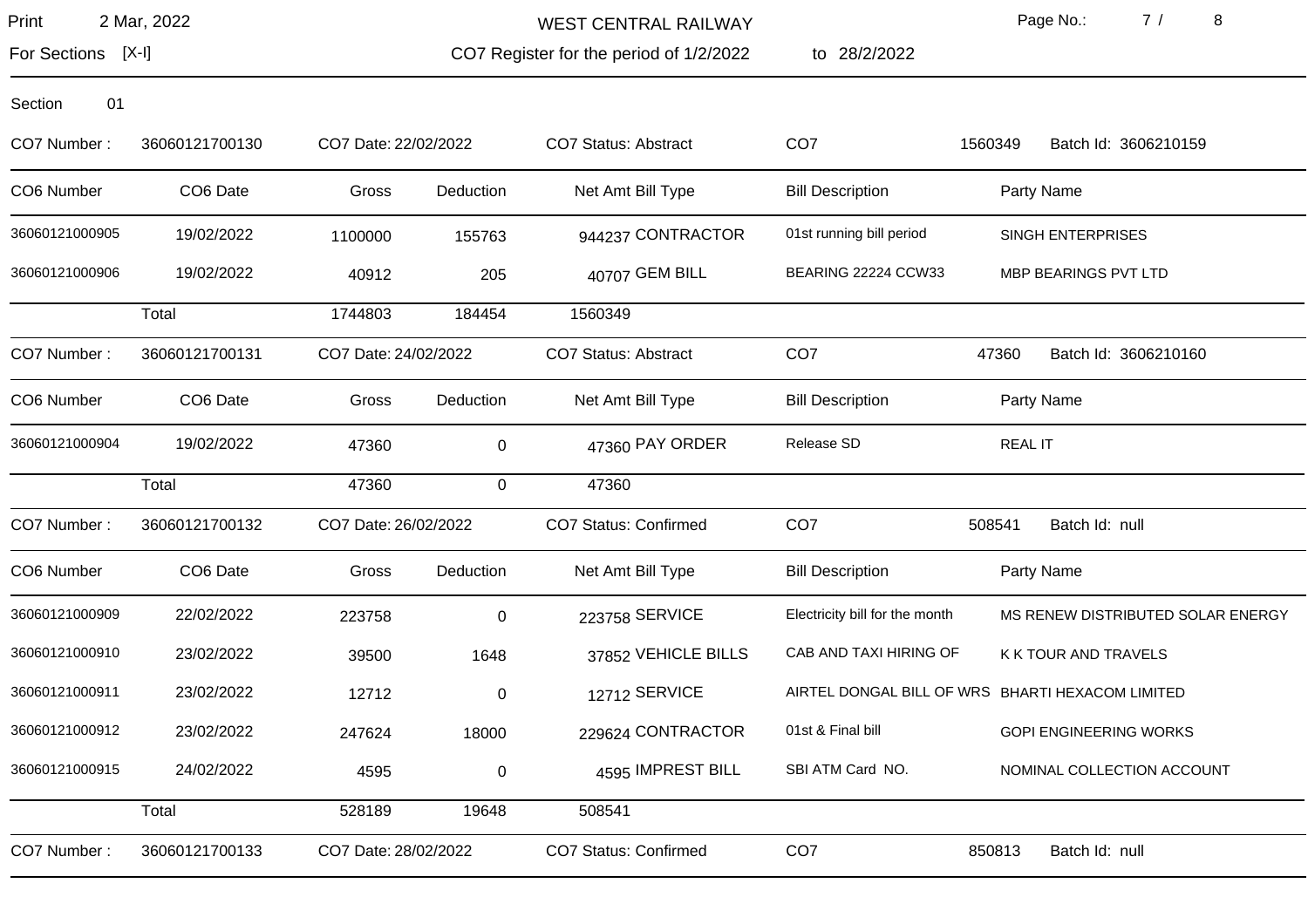Print 2 Mar, 2022

For Sections [X-I]

# WEST CENTRAL RAILWAY

CO7 Register for the period of 1/2/2022 to 28/2/2022

Section 01

CO7 Number : 36060121700130 CO7 Date: 22/02/2022 CO7 Status: Abstract CO7 1560349 Batch Id: 3606210159

| CO6 Number | CO6 Date | Gross | Deduction | Net Amt | Bill Type | Bill Description | Party Name |
|---|---|---|---|---|---|---|---|
| 36060121000905 | 19/02/2022 | 1100000 | 155763 | 944237 | CONTRACTOR | 01st running bill period | SINGH ENTERPRISES |
| 36060121000906 | 19/02/2022 | 40912 | 205 | 40707 | GEM BILL | BEARING 22224 CCW33 | MBP BEARINGS PVT LTD |
| | Total | 1744803 | 184454 | 1560349 | | | |

CO7 Number : 36060121700131 CO7 Date: 24/02/2022 CO7 Status: Abstract CO7 47360 Batch Id: 3606210160

| CO6 Number | CO6 Date | Gross | Deduction | Net Amt | Bill Type | Bill Description | Party Name |
|---|---|---|---|---|---|---|---|
| 36060121000904 | 19/02/2022 | 47360 | 0 | 47360 | PAY ORDER | Release SD | REAL IT |
| | Total | 47360 | 0 | 47360 | | | |

CO7 Number : 36060121700132 CO7 Date: 26/02/2022 CO7 Status: Confirmed CO7 508541 Batch Id: null

| CO6 Number | CO6 Date | Gross | Deduction | Net Amt | Bill Type | Bill Description | Party Name |
|---|---|---|---|---|---|---|---|
| 36060121000909 | 22/02/2022 | 223758 | 0 | 223758 | SERVICE | Electricity bill for the month | MS RENEW DISTRIBUTED SOLAR ENERGY |
| 36060121000910 | 23/02/2022 | 39500 | 1648 | 37852 | VEHICLE BILLS | CAB AND TAXI HIRING OF | K K TOUR AND TRAVELS |
| 36060121000911 | 23/02/2022 | 12712 | 0 | 12712 | SERVICE | AIRTEL DONGAL BILL OF WRS | BHARTI HEXACOM LIMITED |
| 36060121000912 | 23/02/2022 | 247624 | 18000 | 229624 | CONTRACTOR | 01st & Final bill | GOPI ENGINEERING WORKS |
| 36060121000915 | 24/02/2022 | 4595 | 0 | 4595 | IMPREST BILL | SBI ATM Card NO. | NOMINAL COLLECTION ACCOUNT |
| | Total | 528189 | 19648 | 508541 | | | |

CO7 Number : 36060121700133 CO7 Date: 28/02/2022 CO7 Status: Confirmed CO7 850813 Batch Id: null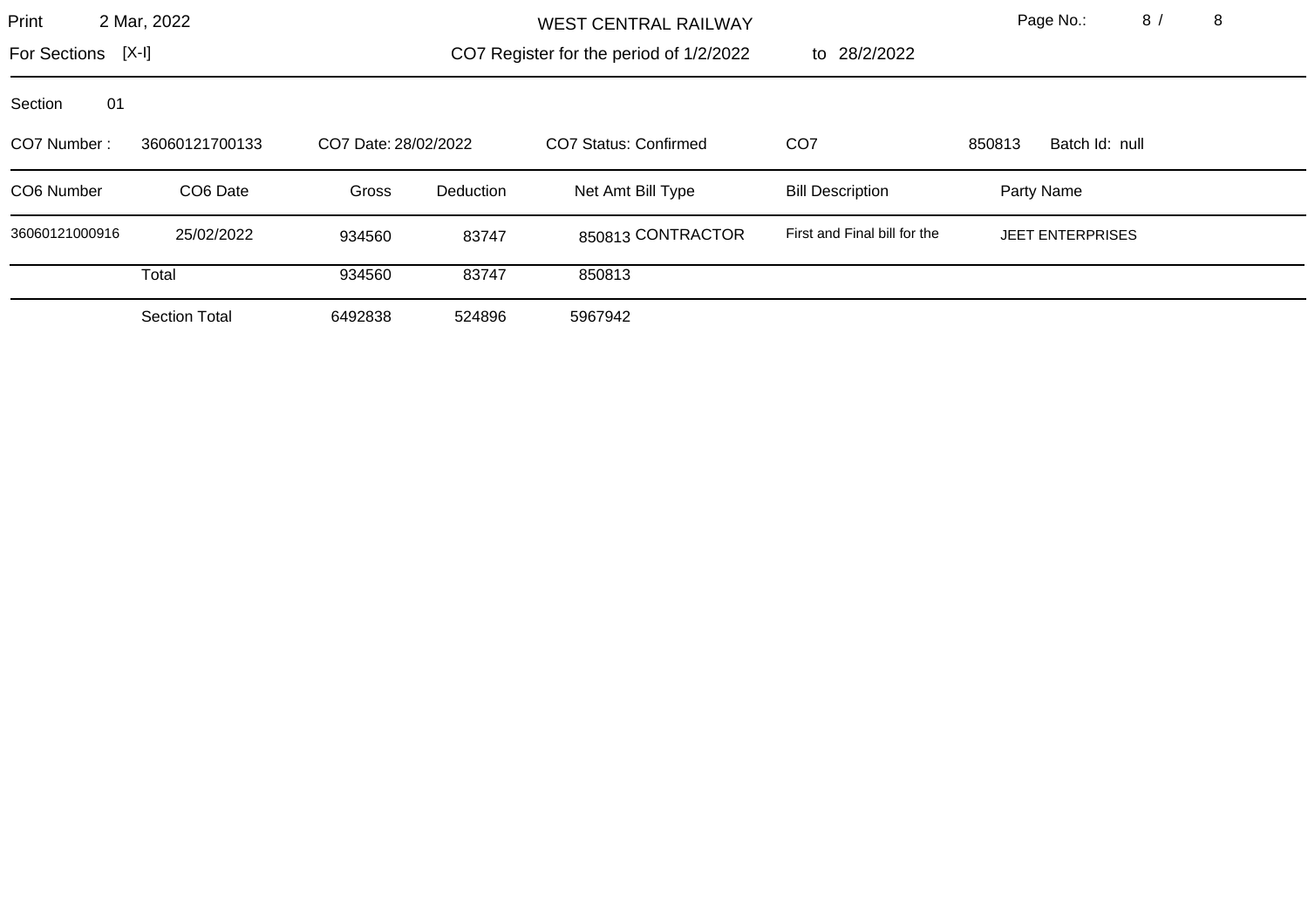# WEST CENTRAL RAILWAY

For Sections [X-I]

CO7 Register for the period of 1/2/2022 to 28/2/2022

Section 01

CO7 Number : 36060121700133 CO7 Date: 28/02/2022 CO7 Status: Confirmed CO7 850813 Batch Id: null

| CO6 Number | CO6 Date | Gross | Deduction | Net Amt | Bill Type | Bill Description | Party Name |
|---|---|---|---|---|---|---|---|
| 36060121000916 | 25/02/2022 | 934560 | 83747 | 850813 | CONTRACTOR | First and Final bill for the | JEET ENTERPRISES |
| | Total | 934560 | 83747 | 850813 | | | |
| | Section Total | 6492838 | 524896 | 5967942 | | | |